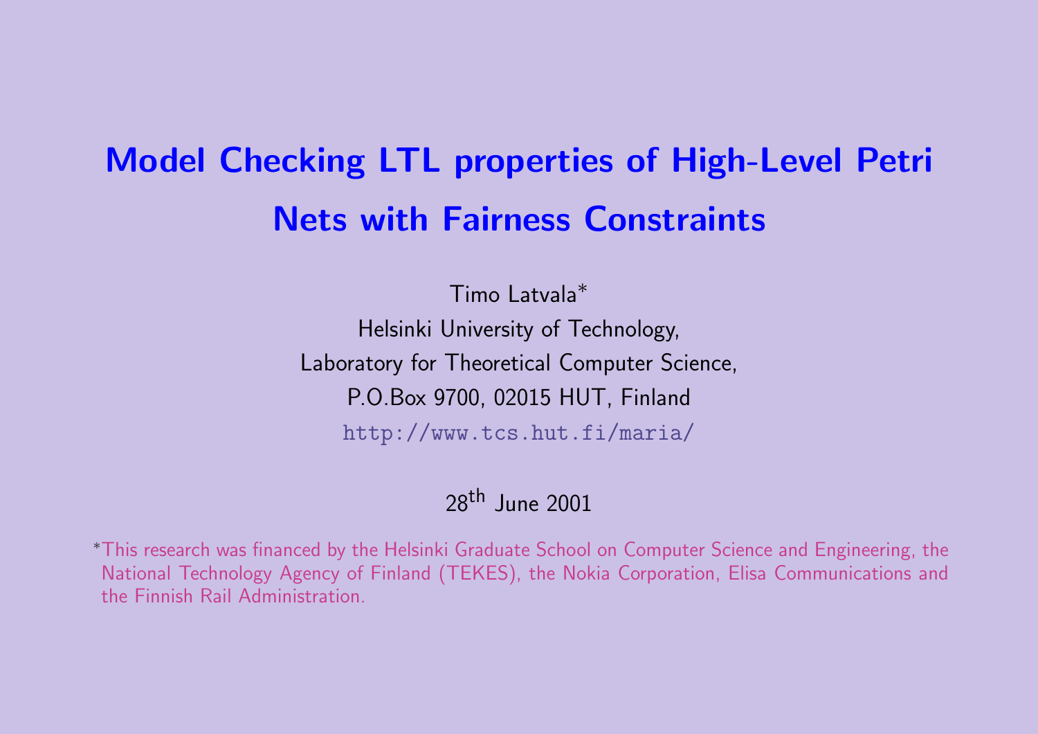# Model Checking LTL properties of High-Level Petri Nets with Fairness Constraints

Timo Latvala*

Helsinki University of Technology,

Laboratory for Theoretical Computer Science,

P.O.Box 9700, 02015 HUT, Finland

http://www.tcs.hut.fi/maria/

28th June 2001

*This research was financed by the Helsinki Graduate School on Computer Science and Engineering, the National Technology Agency of Finland (TEKES), the Nokia Corporation, Elisa Communications and the Finnish Rail Administration.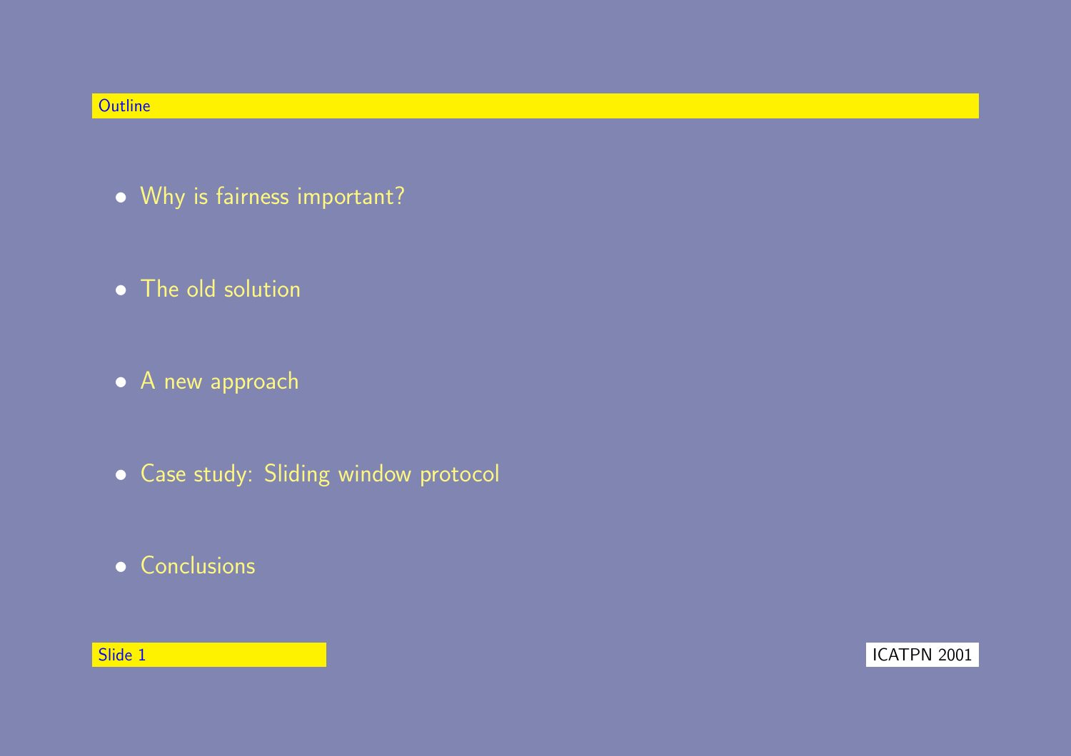## Outline

- Why is fairness important?
- The old solution
- A new approach
- Case study: Sliding window protocol
- Conclusions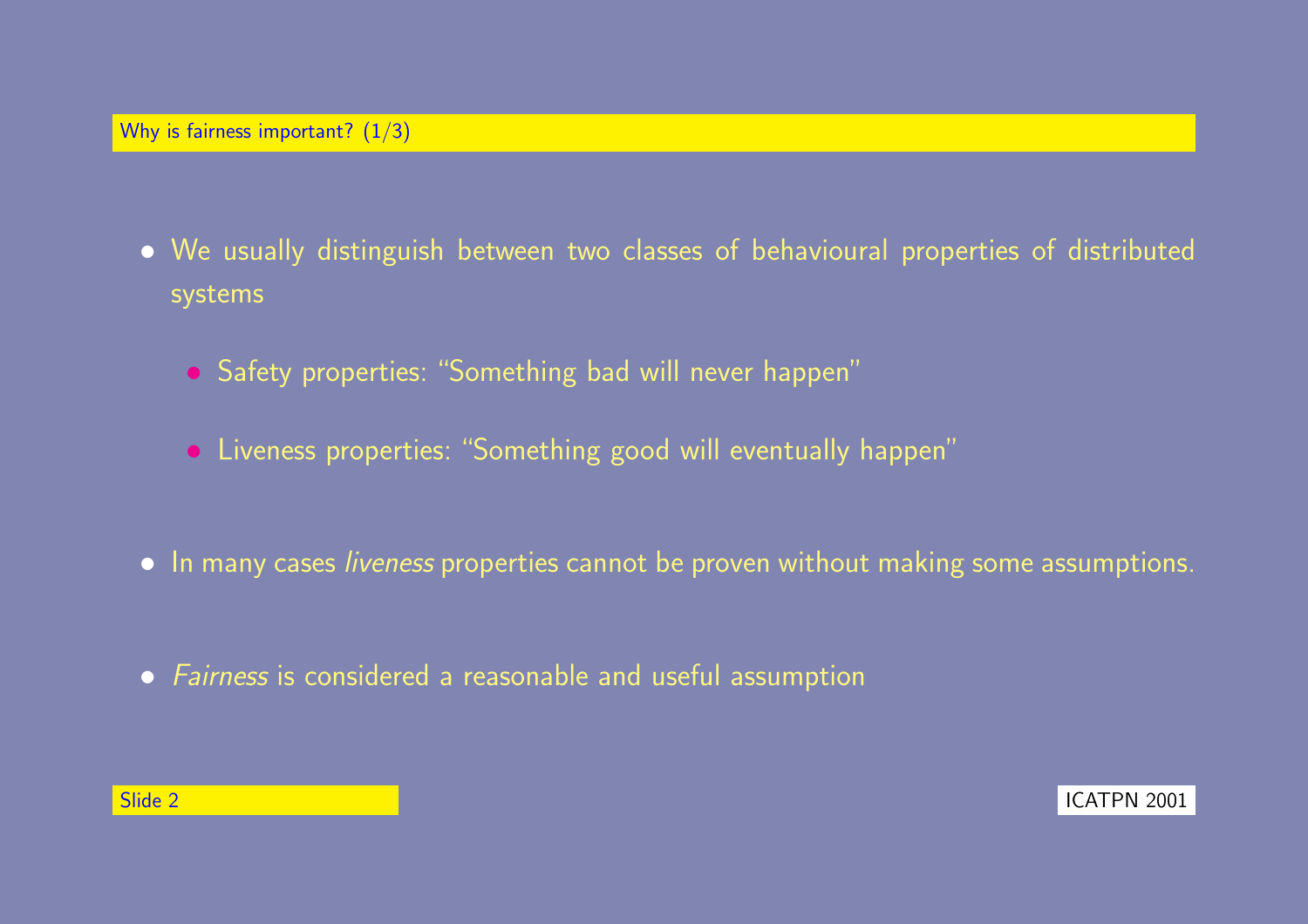## Why is fairness important? (1/3)

- We usually distinguish between two classes of behavioural properties of distributed systems
  - Safety properties: "Something bad will never happen"
  - Liveness properties: "Something good will eventually happen"
- In many cases *liveness* properties cannot be proven without making some assumptions.
- *Fairness* is considered a reasonable and useful assumption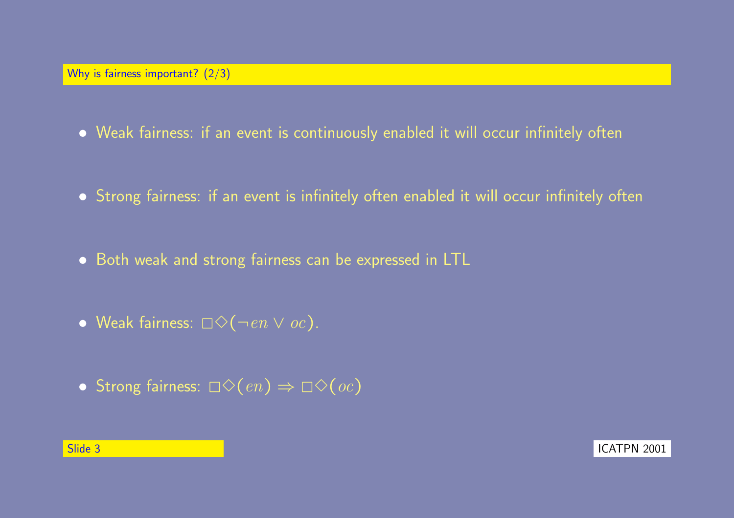## Why is fairness important? (2/3)

- Weak fairness: if an event is continuously enabled it will occur infinitely often
- Strong fairness: if an event is infinitely often enabled it will occur infinitely often
- Both weak and strong fairness can be expressed in LTL
- Weak fairness: $\Box\Diamond(\neg en \vee oc)$.
- Strong fairness: $\Box\Diamond(en) \Rightarrow \Box\Diamond(oc)$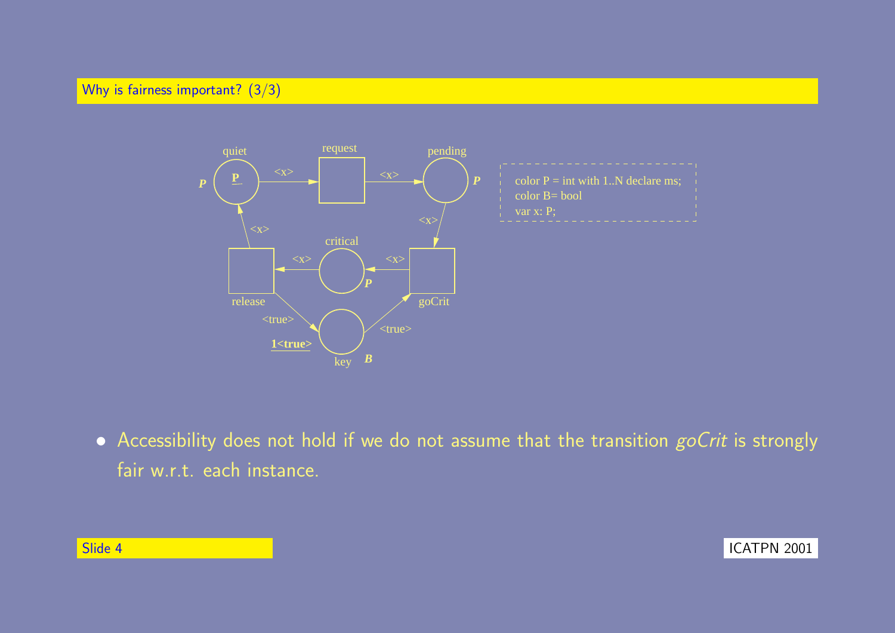## Why is fairness important? (3/3)

- Accessibility does not hold if we do not assume that the transition *goCrit* is strongly fair w.r.t. each instance.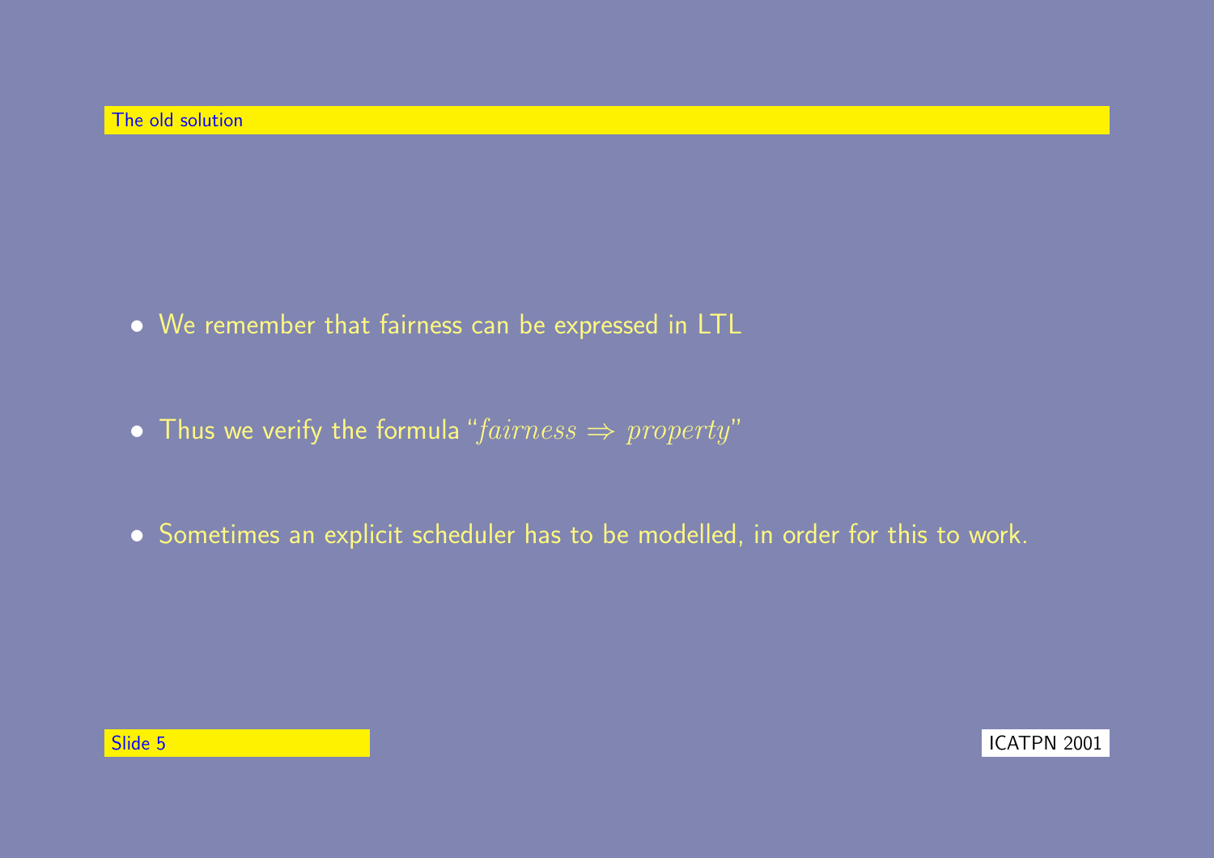## The old solution

- We remember that fairness can be expressed in LTL
- Thus we verify the formula "$fairness \Rightarrow property$"
- Sometimes an explicit scheduler has to be modelled, in order for this to work.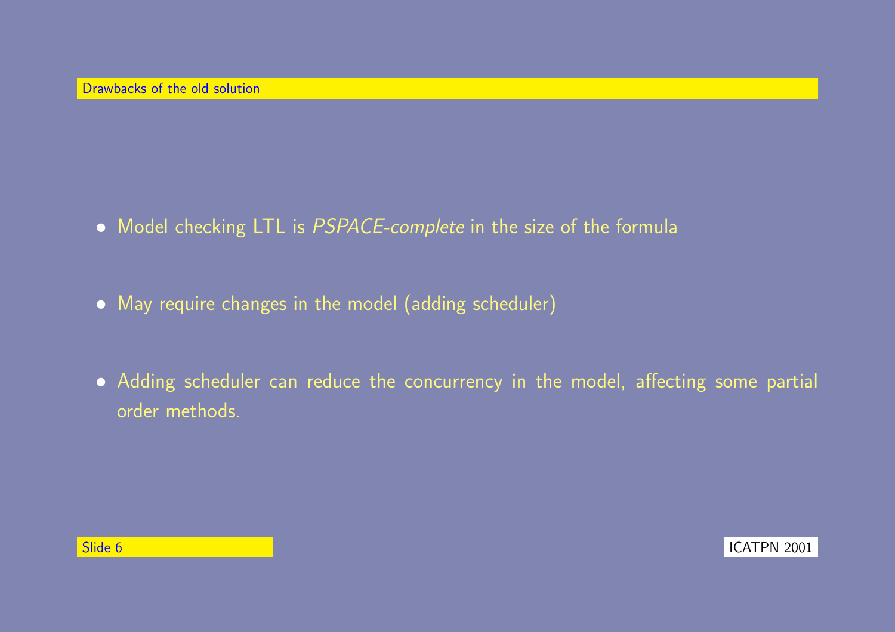## Drawbacks of the old solution

- Model checking LTL is *PSPACE-complete* in the size of the formula
- May require changes in the model (adding scheduler)
- Adding scheduler can reduce the concurrency in the model, affecting some partial order methods.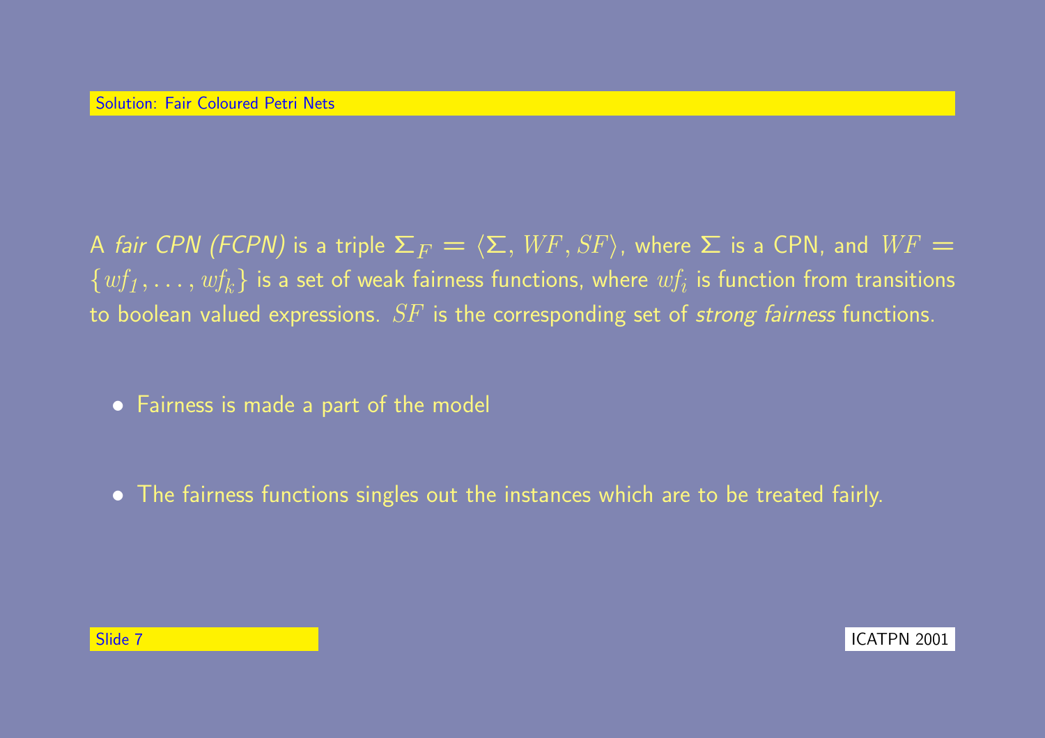## Solution: Fair Coloured Petri Nets

A *fair CPN (FCPN)* is a triple $\Sigma_F = \langle \Sigma, WF, SF \rangle$, where $\Sigma$ is a CPN, and $WF = \{wf_1, \ldots, wf_k\}$ is a set of weak fairness functions, where $wf_i$ is function from transitions to boolean valued expressions. $SF$ is the corresponding set of *strong fairness* functions.

- Fairness is made a part of the model
- The fairness functions singles out the instances which are to be treated fairly.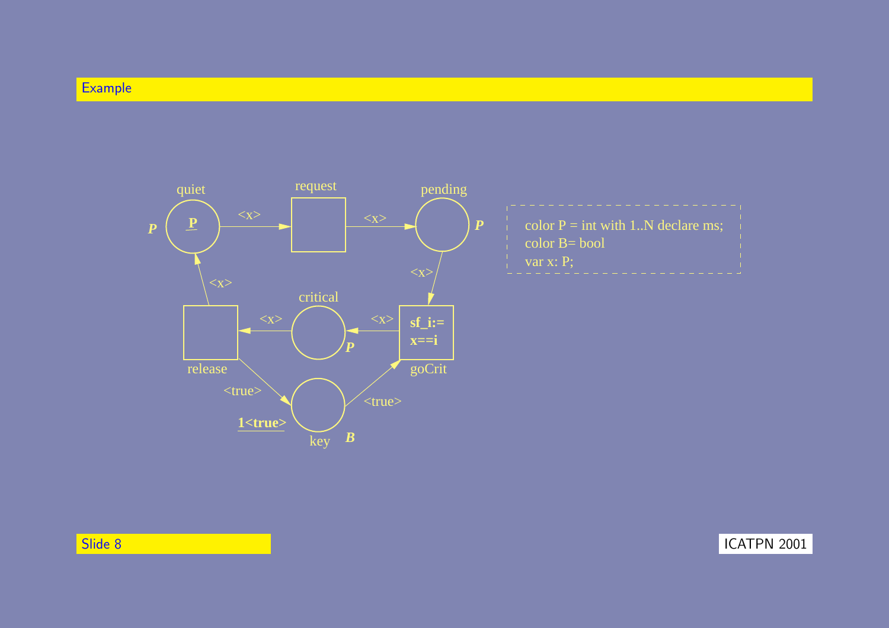# Example

quiet — P — P

request

pending — P

critical — P

release

goCrit: **sf_i:= x==i**

key — B — **1<true>**

Arcs: quiet → request: <x>; request → pending: <x>; pending → goCrit: <x>; goCrit → critical: <x>; critical → release: <x>; release → quiet: <x>; release → key: <true>; key → goCrit: <true>

```
color P = int with 1..N declare ms;
color B= bool
var x: P;
```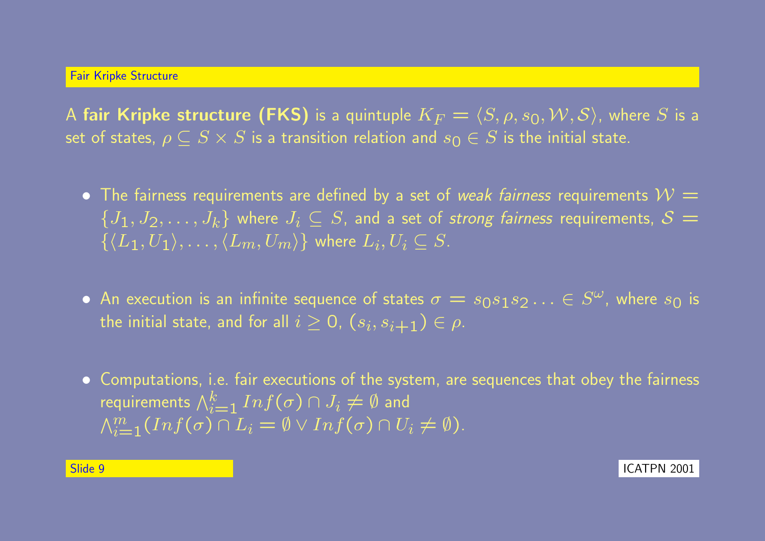## Fair Kripke Structure

A **fair Kripke structure (FKS)** is a quintuple $K_F = \langle S, \rho, s_0, \mathcal{W}, \mathcal{S} \rangle$, where $S$ is a set of states, $\rho \subseteq S \times S$ is a transition relation and $s_0 \in S$ is the initial state.

- The fairness requirements are defined by a set of *weak fairness* requirements $\mathcal{W} = \{J_1, J_2, \ldots, J_k\}$ where $J_i \subseteq S$, and a set of *strong fairness* requirements, $\mathcal{S} = \{\langle L_1, U_1 \rangle, \ldots, \langle L_m, U_m \rangle\}$ where $L_i, U_i \subseteq S$.

- An execution is an infinite sequence of states $\sigma = s_0 s_1 s_2 \ldots \in S^\omega$, where $s_0$ is the initial state, and for all $i \geq 0$, $(s_i, s_{i+1}) \in \rho$.

- Computations, i.e. fair executions of the system, are sequences that obey the fairness requirements $\bigwedge_{i=1}^{k} Inf(\sigma) \cap J_i \neq \emptyset$ and $\bigwedge_{i=1}^{m} (Inf(\sigma) \cap L_i = \emptyset \vee Inf(\sigma) \cap U_i \neq \emptyset)$.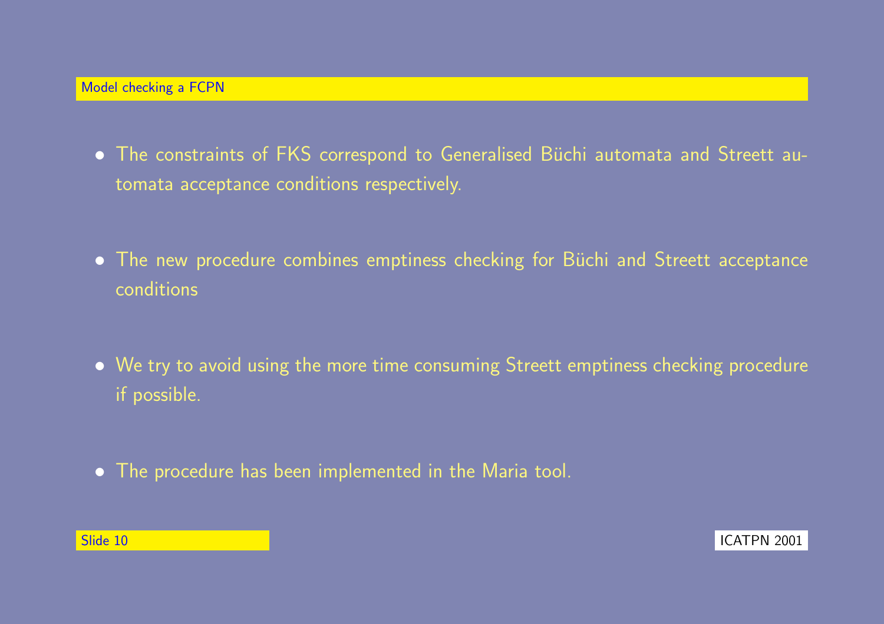## Model checking a FCPN

- The constraints of FKS correspond to Generalised Büchi automata and Streett automata acceptance conditions respectively.

- The new procedure combines emptiness checking for Büchi and Streett acceptance conditions

- We try to avoid using the more time consuming Streett emptiness checking procedure if possible.

- The procedure has been implemented in the Maria tool.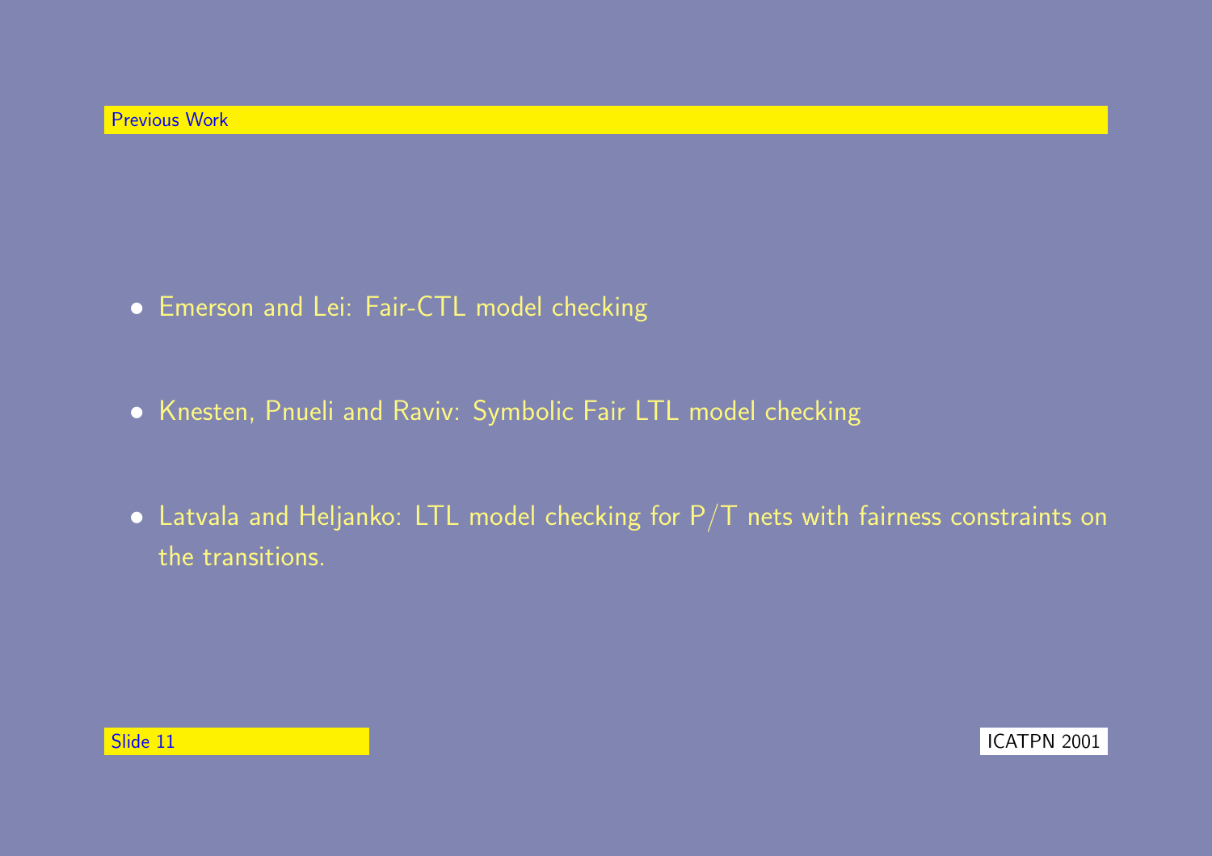## Previous Work

- Emerson and Lei: Fair-CTL model checking
- Knesten, Pnueli and Raviv: Symbolic Fair LTL model checking
- Latvala and Heljanko: LTL model checking for P/T nets with fairness constraints on the transitions.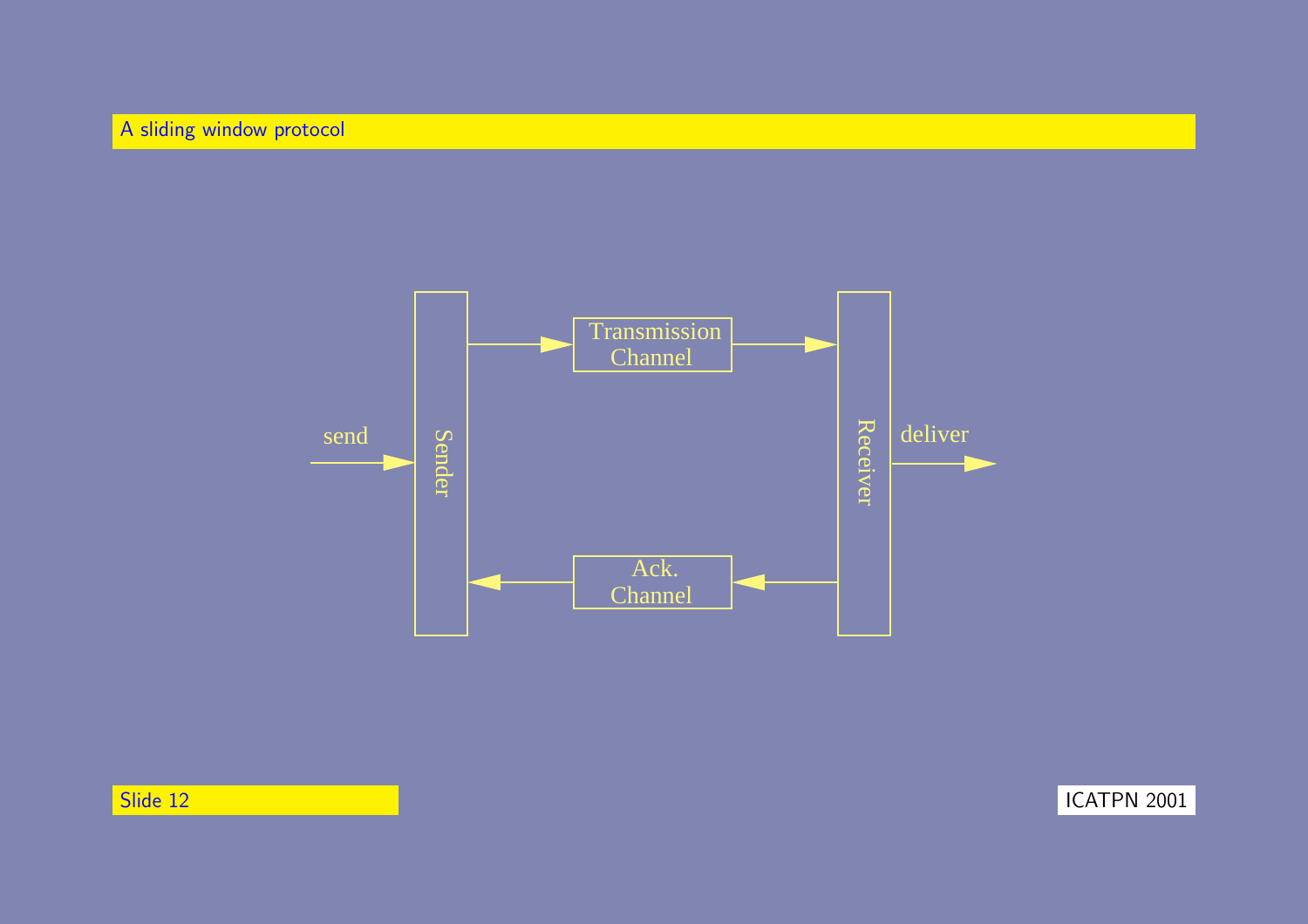# A sliding window protocol

send

Sender

Transmission Channel

Ack. Channel

Receiver

deliver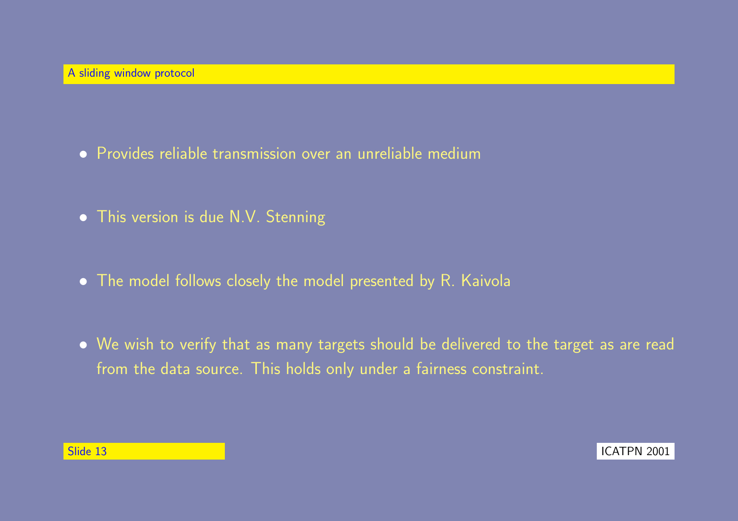## A sliding window protocol

- Provides reliable transmission over an unreliable medium
- This version is due N.V. Stenning
- The model follows closely the model presented by R. Kaivola
- We wish to verify that as many targets should be delivered to the target as are read from the data source. This holds only under a fairness constraint.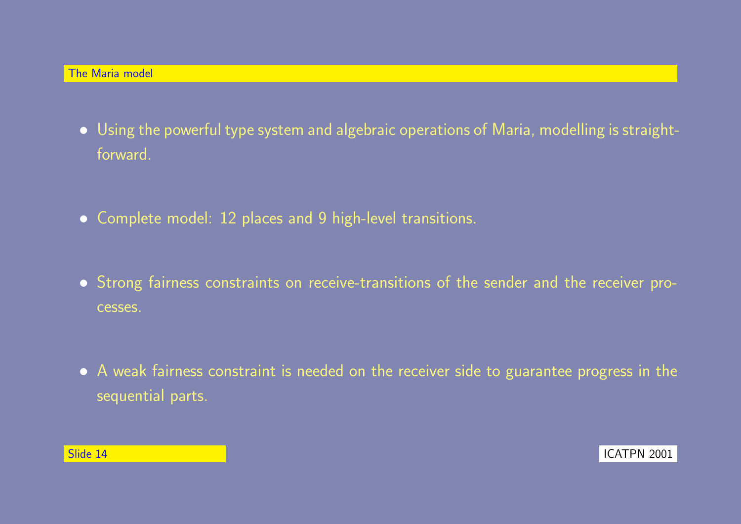## The Maria model

- Using the powerful type system and algebraic operations of Maria, modelling is straightforward.
- Complete model: 12 places and 9 high-level transitions.
- Strong fairness constraints on receive-transitions of the sender and the receiver processes.
- A weak fairness constraint is needed on the receiver side to guarantee progress in the sequential parts.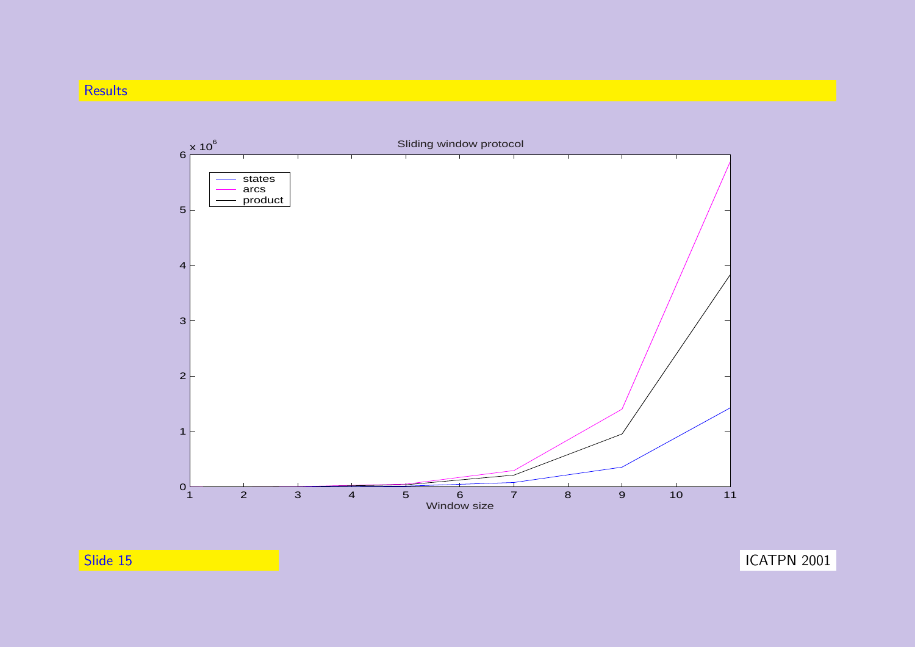## Results

Sliding window protocol

| | |
|---|---|
| states | |
| arcs | |
| product | |

Window size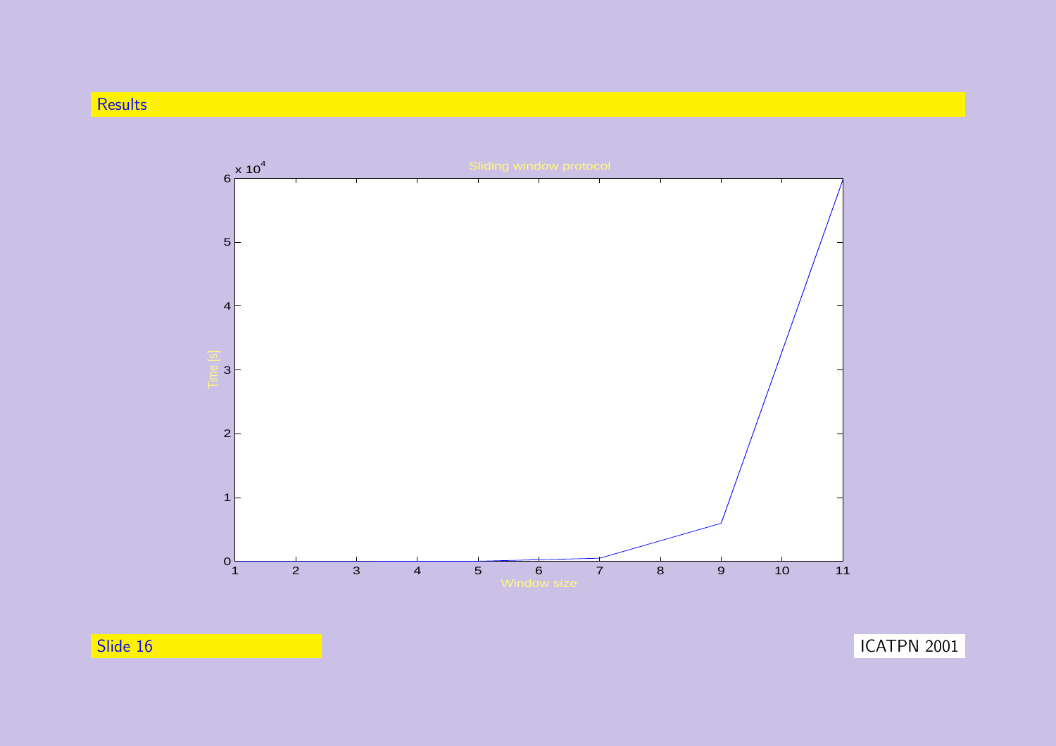## Results

Sliding window protocol

Time [s] ($\times 10^4$)

Window size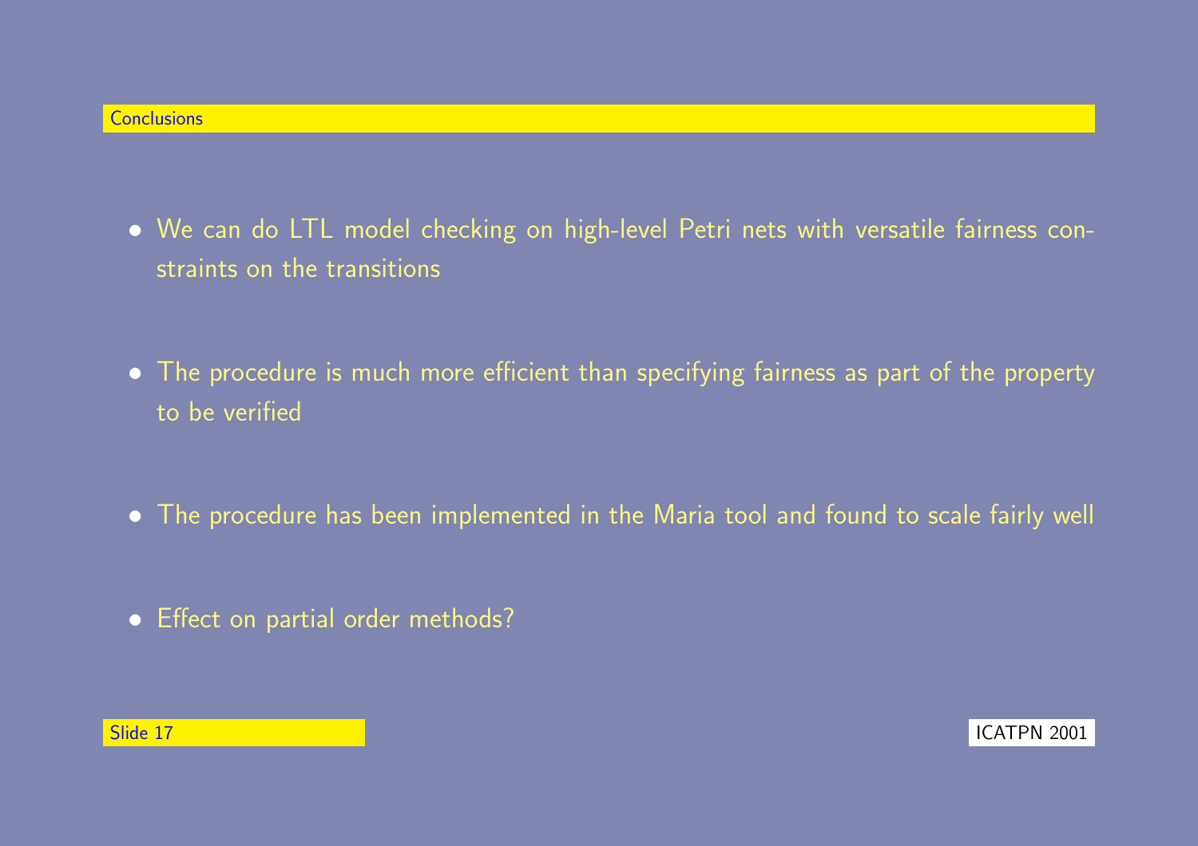## Conclusions

- We can do LTL model checking on high-level Petri nets with versatile fairness constraints on the transitions
- The procedure is much more efficient than specifying fairness as part of the property to be verified
- The procedure has been implemented in the Maria tool and found to scale fairly well
- Effect on partial order methods?